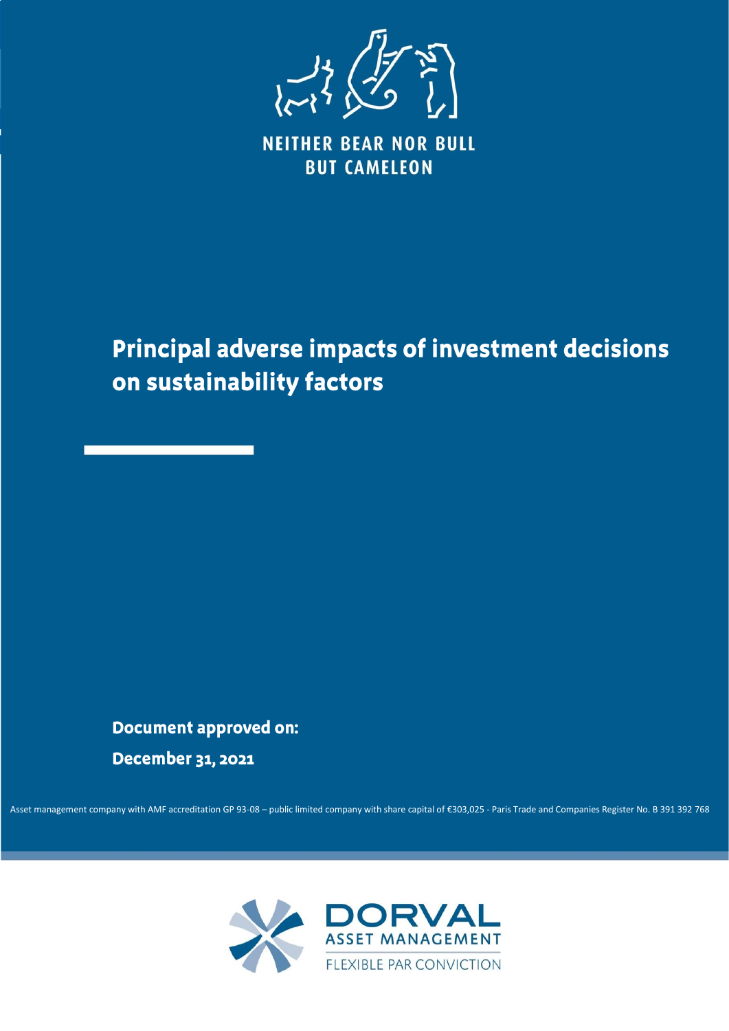NEITHER BEAR NOR BULL
BUT CAMELEON

# Principal adverse impacts of investment decisions on sustainability factors

**Document approved on:**

**December 31, 2021**

Asset management company with AMF accreditation GP 93-08 – public limited company with share capital of €303,025 - Paris Trade and Companies Register No. B 391 392 768

DORVAL
ASSET MANAGEMENT
FLEXIBLE PAR CONVICTION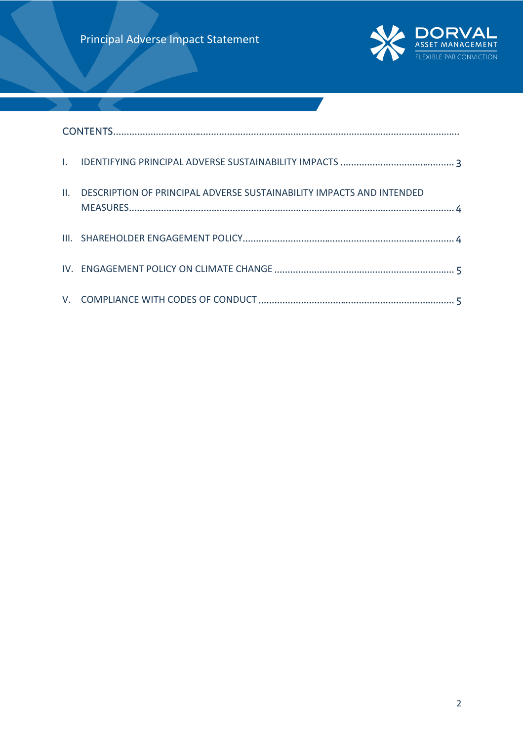## CONTENTS

I. IDENTIFYING PRINCIPAL ADVERSE SUSTAINABILITY IMPACTS ........................................ 3

II. DESCRIPTION OF PRINCIPAL ADVERSE SUSTAINABILITY IMPACTS AND INTENDED MEASURES........................................................................................................................ 4

III. SHAREHOLDER ENGAGEMENT POLICY.............................................................................. 4

IV. ENGAGEMENT POLICY ON CLIMATE CHANGE .................................................................. 5

V. COMPLIANCE WITH CODES OF CONDUCT ........................................................................ 5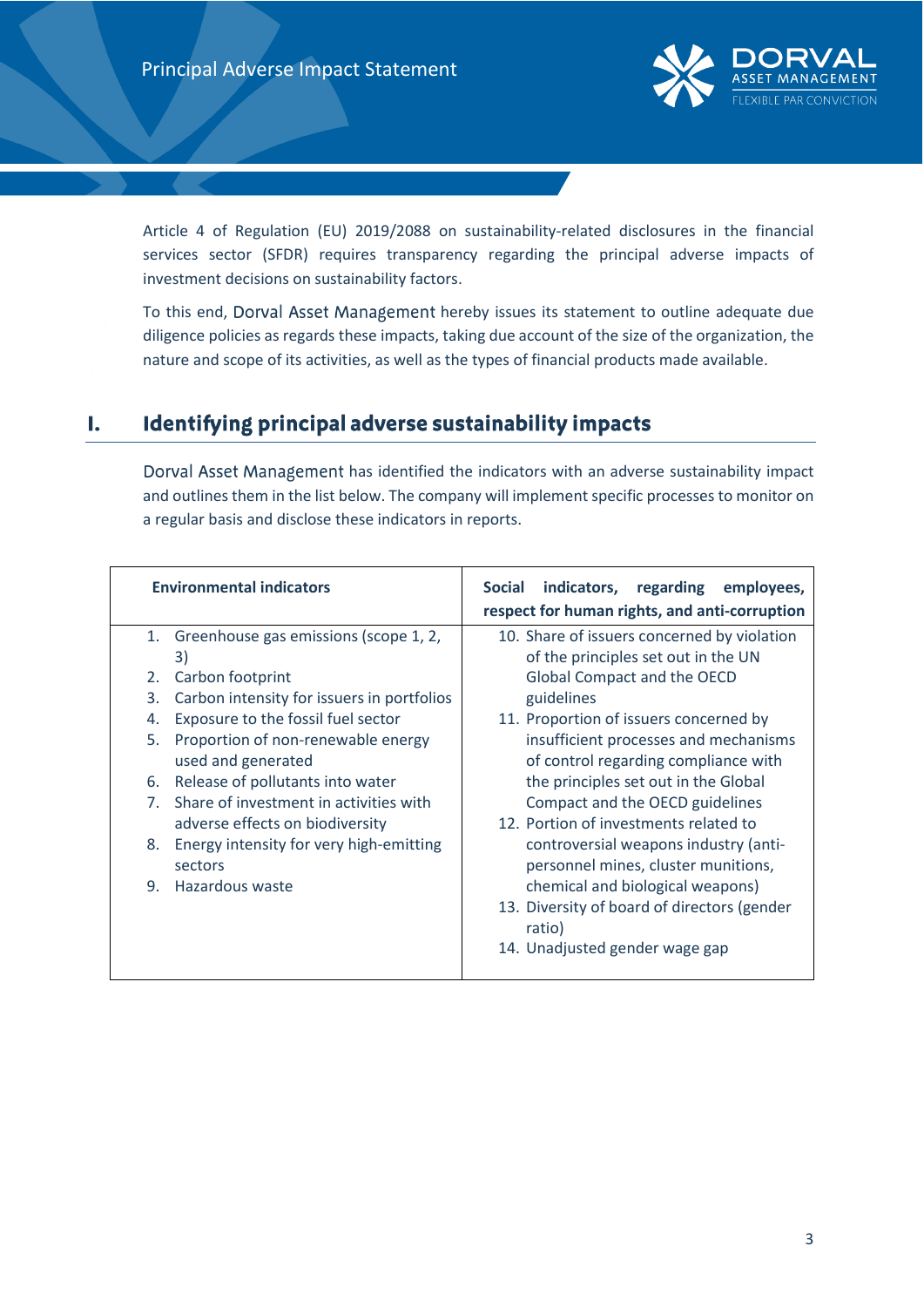Article 4 of Regulation (EU) 2019/2088 on sustainability-related disclosures in the financial services sector (SFDR) requires transparency regarding the principal adverse impacts of investment decisions on sustainability factors.

To this end, Dorval Asset Management hereby issues its statement to outline adequate due diligence policies as regards these impacts, taking due account of the size of the organization, the nature and scope of its activities, as well as the types of financial products made available.

## I. Identifying principal adverse sustainability impacts

Dorval Asset Management has identified the indicators with an adverse sustainability impact and outlines them in the list below. The company will implement specific processes to monitor on a regular basis and disclose these indicators in reports.

| Environmental indicators | Social indicators, regarding employees, respect for human rights, and anti-corruption |
|---|---|
| 1. Greenhouse gas emissions (scope 1, 2, 3)<br>2. Carbon footprint<br>3. Carbon intensity for issuers in portfolios<br>4. Exposure to the fossil fuel sector<br>5. Proportion of non-renewable energy used and generated<br>6. Release of pollutants into water<br>7. Share of investment in activities with adverse effects on biodiversity<br>8. Energy intensity for very high-emitting sectors<br>9. Hazardous waste | 10. Share of issuers concerned by violation of the principles set out in the UN Global Compact and the OECD guidelines<br>11. Proportion of issuers concerned by insufficient processes and mechanisms of control regarding compliance with the principles set out in the Global Compact and the OECD guidelines<br>12. Portion of investments related to controversial weapons industry (anti-personnel mines, cluster munitions, chemical and biological weapons)<br>13. Diversity of board of directors (gender ratio)<br>14. Unadjusted gender wage gap |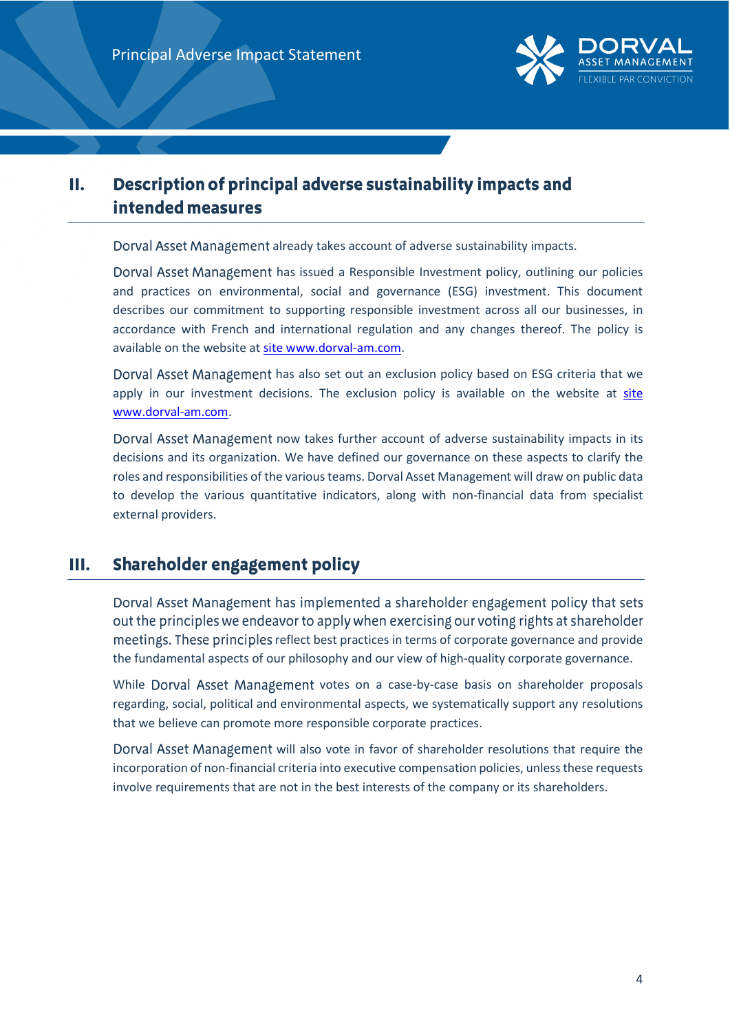## II. Description of principal adverse sustainability impacts and intended measures

Dorval Asset Management already takes account of adverse sustainability impacts.

Dorval Asset Management has issued a Responsible Investment policy, outlining our policies and practices on environmental, social and governance (ESG) investment. This document describes our commitment to supporting responsible investment across all our businesses, in accordance with French and international regulation and any changes thereof. The policy is available on the website at site www.dorval-am.com.

Dorval Asset Management has also set out an exclusion policy based on ESG criteria that we apply in our investment decisions. The exclusion policy is available on the website at site www.dorval-am.com.

Dorval Asset Management now takes further account of adverse sustainability impacts in its decisions and its organization. We have defined our governance on these aspects to clarify the roles and responsibilities of the various teams. Dorval Asset Management will draw on public data to develop the various quantitative indicators, along with non-financial data from specialist external providers.

## III. Shareholder engagement policy

Dorval Asset Management has implemented a shareholder engagement policy that sets out the principles we endeavor to apply when exercising our voting rights at shareholder meetings. These principles reflect best practices in terms of corporate governance and provide the fundamental aspects of our philosophy and our view of high-quality corporate governance.

While Dorval Asset Management votes on a case-by-case basis on shareholder proposals regarding, social, political and environmental aspects, we systematically support any resolutions that we believe can promote more responsible corporate practices.

Dorval Asset Management will also vote in favor of shareholder resolutions that require the incorporation of non-financial criteria into executive compensation policies, unless these requests involve requirements that are not in the best interests of the company or its shareholders.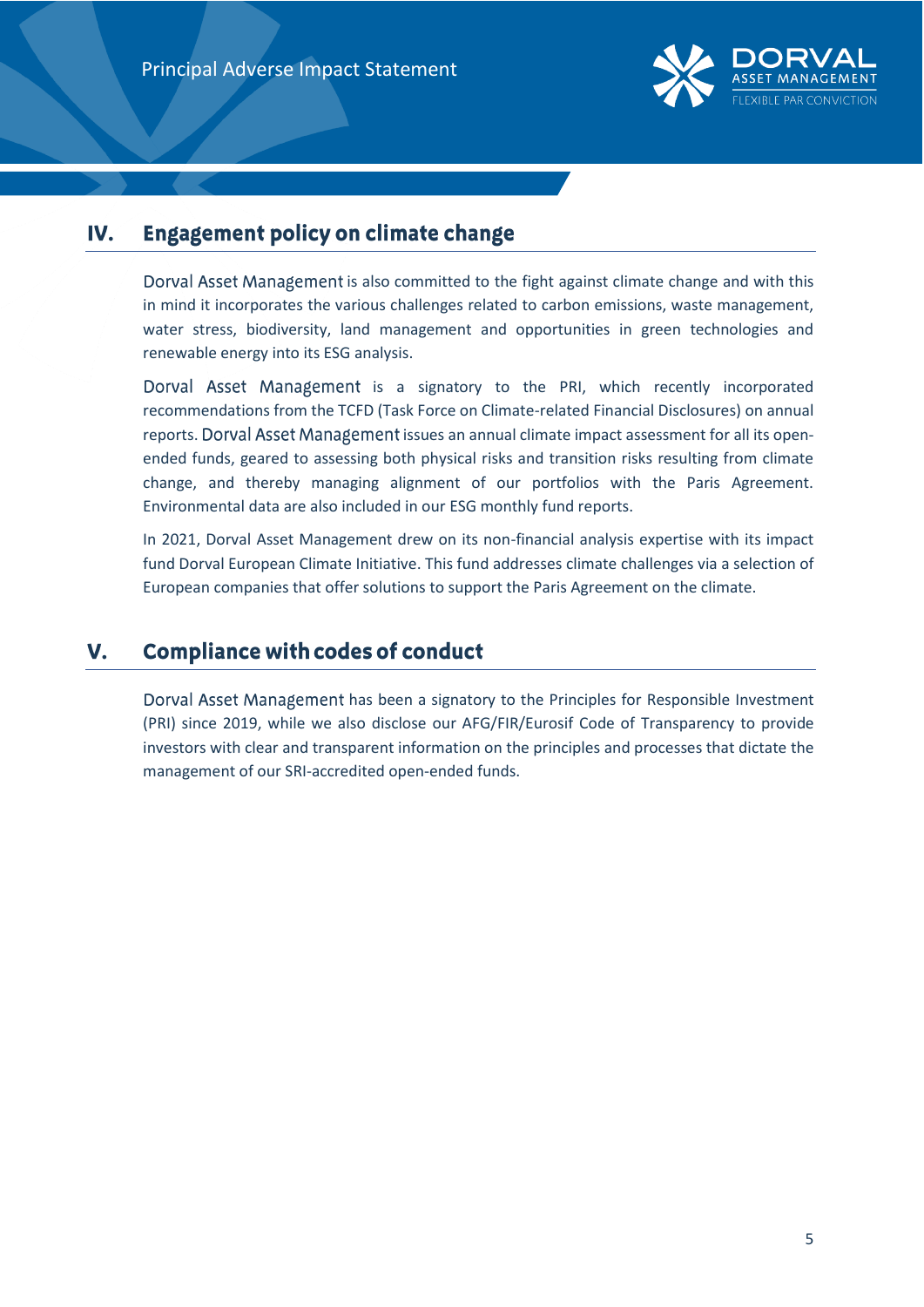## IV. Engagement policy on climate change

Dorval Asset Management is also committed to the fight against climate change and with this in mind it incorporates the various challenges related to carbon emissions, waste management, water stress, biodiversity, land management and opportunities in green technologies and renewable energy into its ESG analysis.

Dorval Asset Management is a signatory to the PRI, which recently incorporated recommendations from the TCFD (Task Force on Climate-related Financial Disclosures) on annual reports. Dorval Asset Management issues an annual climate impact assessment for all its open-ended funds, geared to assessing both physical risks and transition risks resulting from climate change, and thereby managing alignment of our portfolios with the Paris Agreement. Environmental data are also included in our ESG monthly fund reports.

In 2021, Dorval Asset Management drew on its non-financial analysis expertise with its impact fund Dorval European Climate Initiative. This fund addresses climate challenges via a selection of European companies that offer solutions to support the Paris Agreement on the climate.

## V. Compliance with codes of conduct

Dorval Asset Management has been a signatory to the Principles for Responsible Investment (PRI) since 2019, while we also disclose our AFG/FIR/Eurosif Code of Transparency to provide investors with clear and transparent information on the principles and processes that dictate the management of our SRI-accredited open-ended funds.